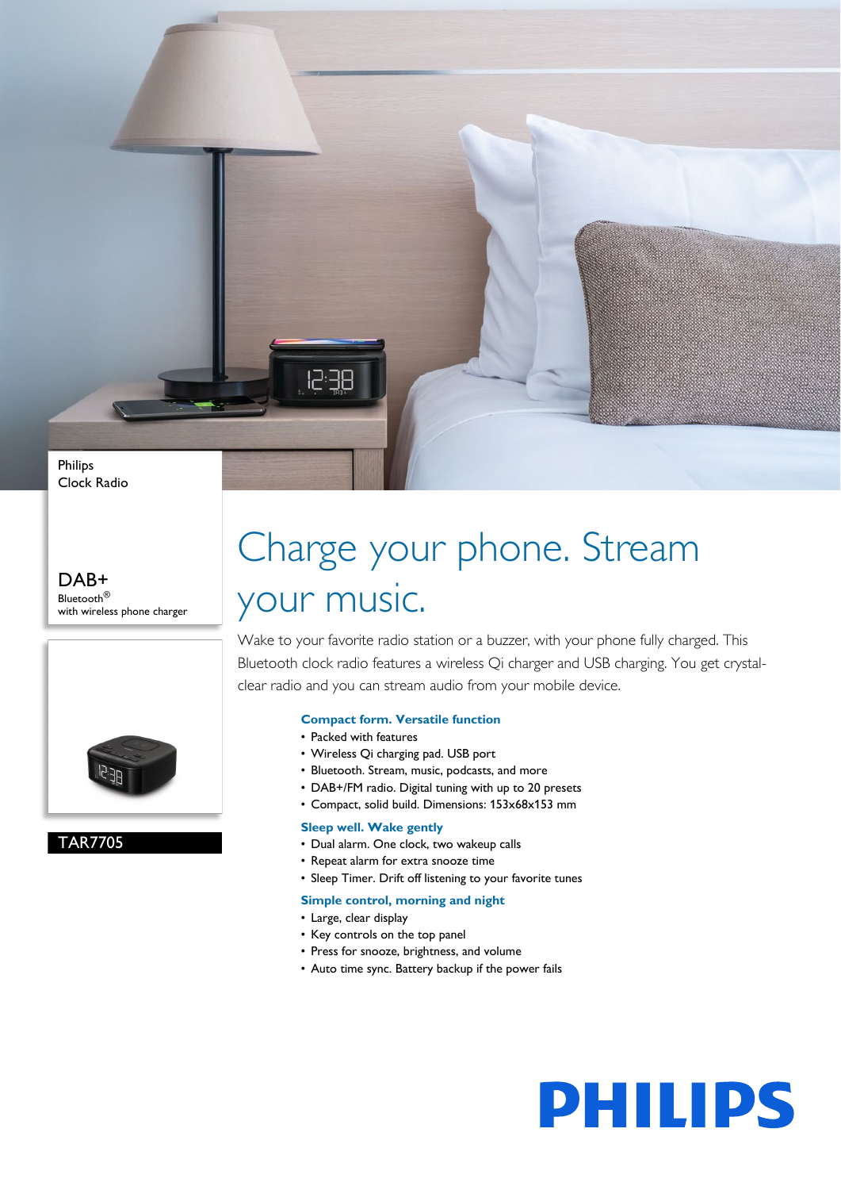Philips
Clock Radio

DAB+
Bluetooth®
with wireless phone charger

TAR7705

# Charge your phone. Stream your music.

Wake to your favorite radio station or a buzzer, with your phone fully charged. This Bluetooth clock radio features a wireless Qi charger and USB charging. You get crystal-clear radio and you can stream audio from your mobile device.

### Compact form. Versatile function

- Packed with features
- Wireless Qi charging pad. USB port
- Bluetooth. Stream, music, podcasts, and more
- DAB+/FM radio. Digital tuning with up to 20 presets
- Compact, solid build. Dimensions: 153x68x153 mm

### Sleep well. Wake gently

- Dual alarm. One clock, two wakeup calls
- Repeat alarm for extra snooze time
- Sleep Timer. Drift off listening to your favorite tunes

### Simple control, morning and night

- Large, clear display
- Key controls on the top panel
- Press for snooze, brightness, and volume
- Auto time sync. Battery backup if the power fails

PHILIPS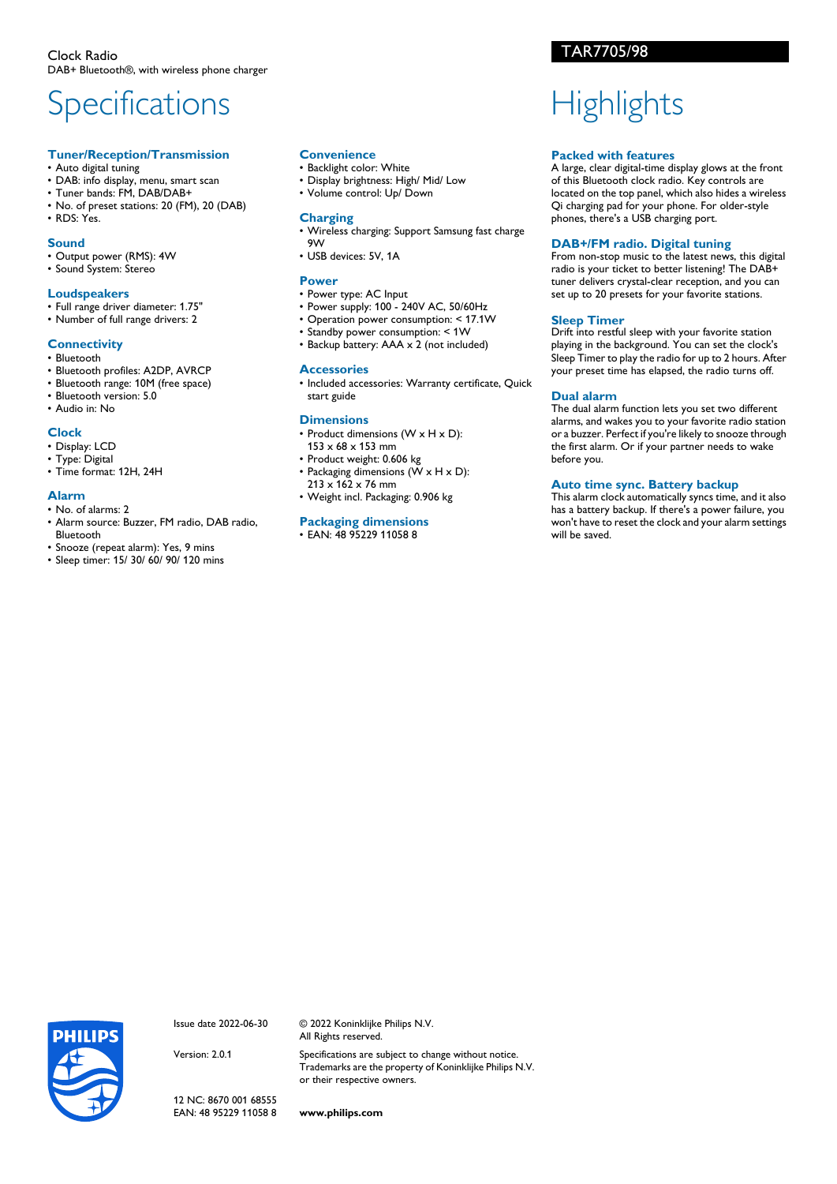Clock Radio
DAB+ Bluetooth®, with wireless phone charger

TAR7705/98

# Specifications

### Tuner/Reception/Transmission

- Auto digital tuning
- DAB: info display, menu, smart scan
- Tuner bands: FM, DAB/DAB+
- No. of preset stations: 20 (FM), 20 (DAB)
- RDS: Yes.

### Sound

- Output power (RMS): 4W
- Sound System: Stereo

### Loudspeakers

- Full range driver diameter: 1.75"
- Number of full range drivers: 2

### Connectivity

- Bluetooth
- Bluetooth profiles: A2DP, AVRCP
- Bluetooth range: 10M (free space)
- Bluetooth version: 5.0
- Audio in: No

### Clock

- Display: LCD
- Type: Digital
- Time format: 12H, 24H

### Alarm

- No. of alarms: 2
- Alarm source: Buzzer, FM radio, DAB radio, Bluetooth
- Snooze (repeat alarm): Yes, 9 mins
- Sleep timer: 15/ 30/ 60/ 90/ 120 mins

### Convenience

- Backlight color: White
- Display brightness: High/ Mid/ Low
- Volume control: Up/ Down

### Charging

- Wireless charging: Support Samsung fast charge 9W
- USB devices: 5V, 1A

### Power

- Power type: AC Input
- Power supply: 100 - 240V AC, 50/60Hz
- Operation power consumption: < 17.1W
- Standby power consumption: < 1W
- Backup battery: AAA x 2 (not included)

### Accessories

- Included accessories: Warranty certificate, Quick start guide

### Dimensions

- Product dimensions (W x H x D): 153 x 68 x 153 mm
- Product weight: 0.606 kg
- Packaging dimensions (W x H x D): 213 x 162 x 76 mm
- Weight incl. Packaging: 0.906 kg

### Packaging dimensions

- EAN: 48 95229 11058 8

# Highlights

### Packed with features

A large, clear digital-time display glows at the front of this Bluetooth clock radio. Key controls are located on the top panel, which also hides a wireless Qi charging pad for your phone. For older-style phones, there's a USB charging port.

### DAB+/FM radio. Digital tuning

From non-stop music to the latest news, this digital radio is your ticket to better listening! The DAB+ tuner delivers crystal-clear reception, and you can set up to 20 presets for your favorite stations.

### Sleep Timer

Drift into restful sleep with your favorite station playing in the background. You can set the clock's Sleep Timer to play the radio for up to 2 hours. After your preset time has elapsed, the radio turns off.

### Dual alarm

The dual alarm function lets you set two different alarms, and wakes you to your favorite radio station or a buzzer. Perfect if you're likely to snooze through the first alarm. Or if your partner needs to wake before you.

### Auto time sync. Battery backup

This alarm clock automatically syncs time, and it also has a battery backup. If there's a power failure, you won't have to reset the clock and your alarm settings will be saved.

Issue date 2022-06-30

Version: 2.0.1

12 NC: 8670 001 68555
EAN: 48 95229 11058 8

© 2022 Koninklijke Philips N.V.
All Rights reserved.

Specifications are subject to change without notice. Trademarks are the property of Koninklijke Philips N.V. or their respective owners.

**www.philips.com**